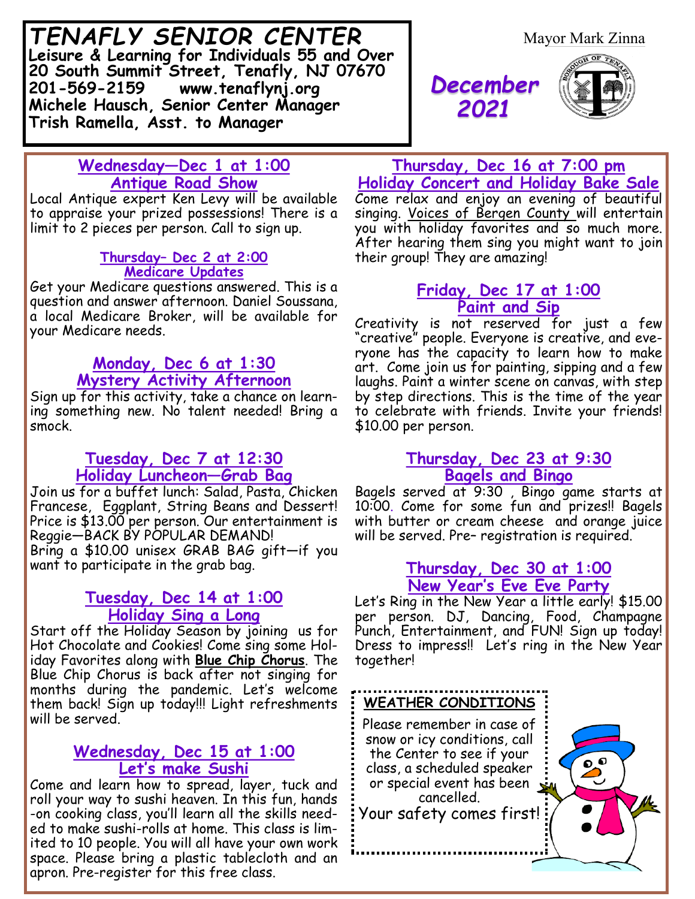# TENAFLY SENIOR CENTER

**Leisure & Learning for Individuals 55 and Over**
**20 South Summit Street, Tenafly, NJ 07670**
**201-569-2159 www.tenaflynj.org**
**Michele Hausch, Senior Center Manager**
**Trish Ramella, Asst. to Manager**

Mayor Mark Zinna

***December 2021***

## Wednesday—Dec 1 at 1:00
## Antique Road Show

Local Antique expert Ken Levy will be available to appraise your prized possessions! There is a limit to 2 pieces per person. Call to sign up.

### Thursday– Dec 2 at 2:00
### Medicare Updates

Get your Medicare questions answered. This is a question and answer afternoon. Daniel Soussana, a local Medicare Broker, will be available for your Medicare needs.

## Monday, Dec 6 at 1:30
## Mystery Activity Afternoon

Sign up for this activity, take a chance on learning something new. No talent needed! Bring a smock.

## Tuesday, Dec 7 at 12:30
## Holiday Luncheon—Grab Bag

Join us for a buffet lunch: Salad, Pasta, Chicken Francese, Eggplant, String Beans and Dessert! Price is $13.00 per person. Our entertainment is Reggie—BACK BY POPULAR DEMAND!
Bring a $10.00 unisex GRAB BAG gift—if you want to participate in the grab bag.

## Tuesday, Dec 14 at 1:00
## Holiday Sing a Long

Start off the Holiday Season by joining us for Hot Chocolate and Cookies! Come sing some Holiday Favorites along with **Blue Chip Chorus**. The Blue Chip Chorus is back after not singing for months during the pandemic. Let's welcome them back! Sign up today!!! Light refreshments will be served.

## Wednesday, Dec 15 at 1:00
## Let's make Sushi

Come and learn how to spread, layer, tuck and roll your way to sushi heaven. In this fun, hands-on cooking class, you'll learn all the skills needed to make sushi-rolls at home. This class is limited to 10 people. You will all have your own work space. Please bring a plastic tablecloth and an apron. Pre-register for this free class.

## Thursday, Dec 16 at 7:00 pm
## Holiday Concert and Holiday Bake Sale

Come relax and enjoy an evening of beautiful singing. Voices of Bergen County will entertain you with holiday favorites and so much more. After hearing them sing you might want to join their group! They are amazing!

## Friday, Dec 17 at 1:00
## Paint and Sip

Creativity is not reserved for just a few "creative" people. Everyone is creative, and everyone has the capacity to learn how to make art. Come join us for painting, sipping and a few laughs. Paint a winter scene on canvas, with step by step directions. This is the time of the year to celebrate with friends. Invite your friends! $10.00 per person.

## Thursday, Dec 23 at 9:30
## Bagels and Bingo

Bagels served at 9:30 , Bingo game starts at 10:00. Come for some fun and prizes!! Bagels with butter or cream cheese and orange juice will be served. Pre– registration is required.

## Thursday, Dec 30 at 1:00
## New Year's Eve Eve Party

Let's Ring in the New Year a little early! $15.00 per person. DJ, Dancing, Food, Champagne Punch, Entertainment, and FUN! Sign up today! Dress to impress!! Let's ring in the New Year together!

**WEATHER CONDITIONS**

Please remember in case of snow or icy conditions, call the Center to see if your class, a scheduled speaker or special event has been cancelled.

Your safety comes first!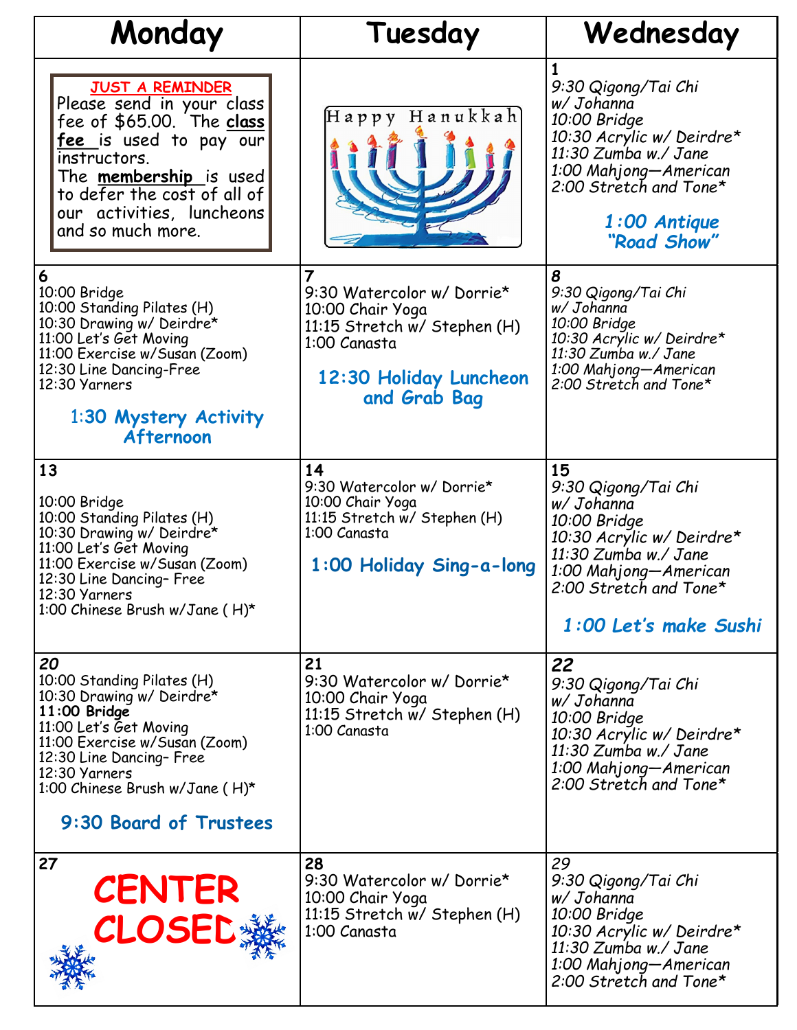| Monday | Tuesday | Wednesday |
| --- | --- | --- |
| **JUST A REMINDER**<br>Please send in your class fee of $65.00. The **class fee** is used to pay our instructors.<br>The **membership** is used to defer the cost of all of our activities, luncheons and so much more. | Happy Hanukkah | 1<br>9:30 Qigong/Tai Chi w/ Johanna<br>10:00 Bridge<br>10:30 Acrylic w/ Deirdre*<br>11:30 Zumba w./ Jane<br>1:00 Mahjong—American<br>2:00 Stretch and Tone*<br>**1:00 Antique "Road Show"** |
| 6<br>10:00 Bridge<br>10:00 Standing Pilates (H)<br>10:30 Drawing w/ Deirdre*<br>11:00 Let's Get Moving<br>11:00 Exercise w/Susan (Zoom)<br>12:30 Line Dancing-Free<br>12:30 Yarners<br>**1:30 Mystery Activity Afternoon** | 7<br>9:30 Watercolor w/ Dorrie*<br>10:00 Chair Yoga<br>11:15 Stretch w/ Stephen (H)<br>1:00 Canasta<br>**12:30 Holiday Luncheon and Grab Bag** | 8<br>9:30 Qigong/Tai Chi w/ Johanna<br>10:00 Bridge<br>10:30 Acrylic w/ Deirdre*<br>11:30 Zumba w./ Jane<br>1:00 Mahjong—American<br>2:00 Stretch and Tone* |
| 13<br>10:00 Bridge<br>10:00 Standing Pilates (H)<br>10:30 Drawing w/ Deirdre*<br>11:00 Let's Get Moving<br>11:00 Exercise w/Susan (Zoom)<br>12:30 Line Dancing– Free<br>12:30 Yarners<br>1:00 Chinese Brush w/Jane ( H)* | 14<br>9:30 Watercolor w/ Dorrie*<br>10:00 Chair Yoga<br>11:15 Stretch w/ Stephen (H)<br>1:00 Canasta<br>**1:00 Holiday Sing-a-long** | 15<br>9:30 Qigong/Tai Chi w/ Johanna<br>10:00 Bridge<br>10:30 Acrylic w/ Deirdre*<br>11:30 Zumba w./ Jane<br>1:00 Mahjong—American<br>2:00 Stretch and Tone*<br>**1:00 Let's make Sushi** |
| 20<br>10:00 Standing Pilates (H)<br>10:30 Drawing w/ Deirdre*<br>**11:00 Bridge**<br>11:00 Let's Get Moving<br>11:00 Exercise w/Susan (Zoom)<br>12:30 Line Dancing– Free<br>12:30 Yarners<br>1:00 Chinese Brush w/Jane ( H)*<br>**9:30 Board of Trustees** | 21<br>9:30 Watercolor w/ Dorrie*<br>10:00 Chair Yoga<br>11:15 Stretch w/ Stephen (H)<br>1:00 Canasta | 22<br>9:30 Qigong/Tai Chi w/ Johanna<br>10:00 Bridge<br>10:30 Acrylic w/ Deirdre*<br>11:30 Zumba w./ Jane<br>1:00 Mahjong—American<br>2:00 Stretch and Tone* |
| 27<br>**CENTER CLOSED** | 28<br>9:30 Watercolor w/ Dorrie*<br>10:00 Chair Yoga<br>11:15 Stretch w/ Stephen (H)<br>1:00 Canasta | 29<br>9:30 Qigong/Tai Chi w/ Johanna<br>10:00 Bridge<br>10:30 Acrylic w/ Deirdre*<br>11:30 Zumba w./ Jane<br>1:00 Mahjong—American<br>2:00 Stretch and Tone* |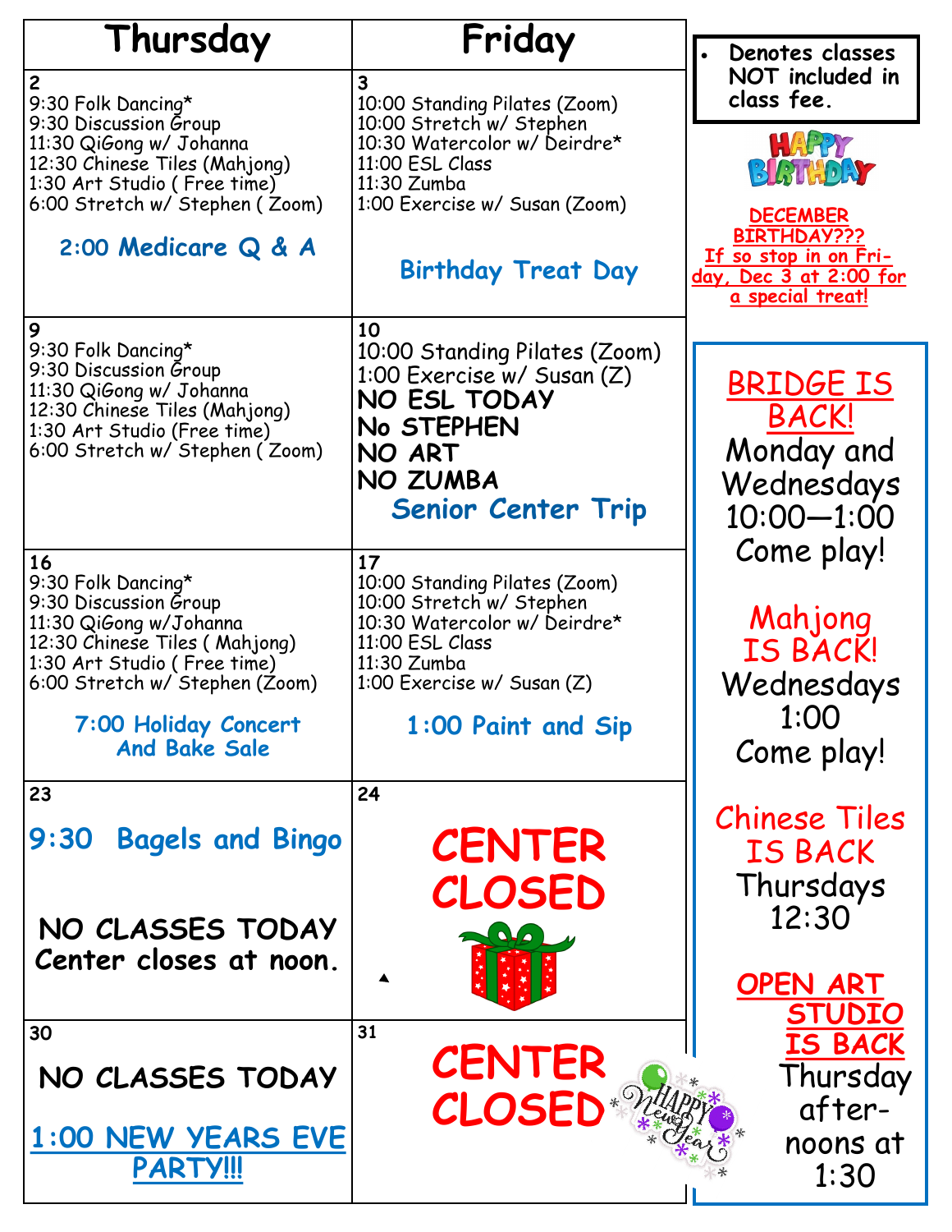| Thursday | Friday |
| --- | --- |
| **2**<br>9:30 Folk Dancing*<br>9:30 Discussion Group<br>11:30 QiGong w/ Johanna<br>12:30 Chinese Tiles (Mahjong)<br>1:30 Art Studio ( Free time)<br>6:00 Stretch w/ Stephen ( Zoom)<br><br>**2:00 Medicare Q & A** | **3**<br>10:00 Standing Pilates (Zoom)<br>10:00 Stretch w/ Stephen<br>10:30 Watercolor w/ Deirdre*<br>11:00 ESL Class<br>11:30 Zumba<br>1:00 Exercise w/ Susan (Zoom)<br><br>**Birthday Treat Day** |
| **9**<br>9:30 Folk Dancing*<br>9:30 Discussion Group<br>11:30 QiGong w/ Johanna<br>12:30 Chinese Tiles (Mahjong)<br>1:30 Art Studio (Free time)<br>6:00 Stretch w/ Stephen ( Zoom) | **10**<br>10:00 Standing Pilates (Zoom)<br>1:00 Exercise w/ Susan (Z)<br>**NO ESL TODAY**<br>**No STEPHEN**<br>**NO ART**<br>**NO ZUMBA**<br>**Senior Center Trip** |
| **16**<br>9:30 Folk Dancing*<br>9:30 Discussion Group<br>11:30 QiGong w/Johanna<br>12:30 Chinese Tiles ( Mahjong)<br>1:30 Art Studio ( Free time)<br>6:00 Stretch w/ Stephen (Zoom)<br><br>**7:00 Holiday Concert And Bake Sale** | **17**<br>10:00 Standing Pilates (Zoom)<br>10:00 Stretch w/ Stephen<br>10:30 Watercolor w/ Deirdre*<br>11:00 ESL Class<br>11:30 Zumba<br>1:00 Exercise w/ Susan (Z)<br><br>**1:00 Paint and Sip** |
| **23**<br>**9:30 Bagels and Bingo**<br><br>**NO CLASSES TODAY**<br>**Center closes at noon.** | **24**<br>**CENTER CLOSED** |
| **30**<br>**NO CLASSES TODAY**<br><br>**1:00 NEW YEARS EVE PARTY!!!** | **31**<br>**CENTER CLOSED** |

- **Denotes classes NOT included in class fee.**

**HAPPY BIRTHDAY**

**DECEMBER BIRTHDAY???**
**If so stop in on Friday, Dec 3 at 2:00 for a special treat!**

**BRIDGE IS BACK!**
Monday and Wednesdays
10:00—1:00
Come play!

**Mahjong IS BACK!**
Wednesdays
1:00
Come play!

**Chinese Tiles IS BACK**
Thursdays
12:30

**OPEN ART STUDIO IS BACK**
Thursday afternoons at 1:30

Happy New Year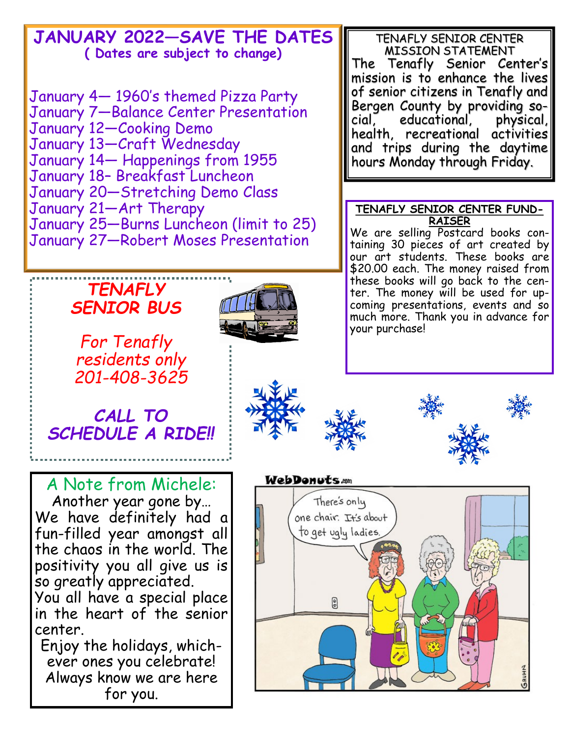# JANUARY 2022—SAVE THE DATES

**( Dates are subject to change)**

January 4— 1960's themed Pizza Party
January 7—Balance Center Presentation
January 12—Cooking Demo
January 13—Craft Wednesday
January 14— Happenings from 1955
January 18- Breakfast Luncheon
January 20—Stretching Demo Class
January 21—Art Therapy
January 25—Burns Luncheon (limit to 25)
January 27—Robert Moses Presentation

## TENAFLY SENIOR CENTER MISSION STATEMENT

The Tenafly Senior Center's mission is to enhance the lives of senior citizens in Tenafly and Bergen County by providing social, educational, physical, health, recreational activities and trips during the daytime hours Monday through Friday.

## TENAFLY SENIOR CENTER FUNDRAISER

We are selling Postcard books containing 30 pieces of art created by our art students. These books are $20.00 each. The money raised from these books will go back to the center. The money will be used for upcoming presentations, events and so much more. Thank you in advance for your purchase!

## *TENAFLY SENIOR BUS*

*For Tenafly residents only*
*201-408-3625*

***CALL TO SCHEDULE A RIDE!!***

## A Note from Michele:

Another year gone by…
We have definitely had a fun-filled year amongst all the chaos in the world. The positivity you all give us is so greatly appreciated.
You all have a special place in the heart of the senior center.
Enjoy the holidays, whichever ones you celebrate!
Always know we are here for you.